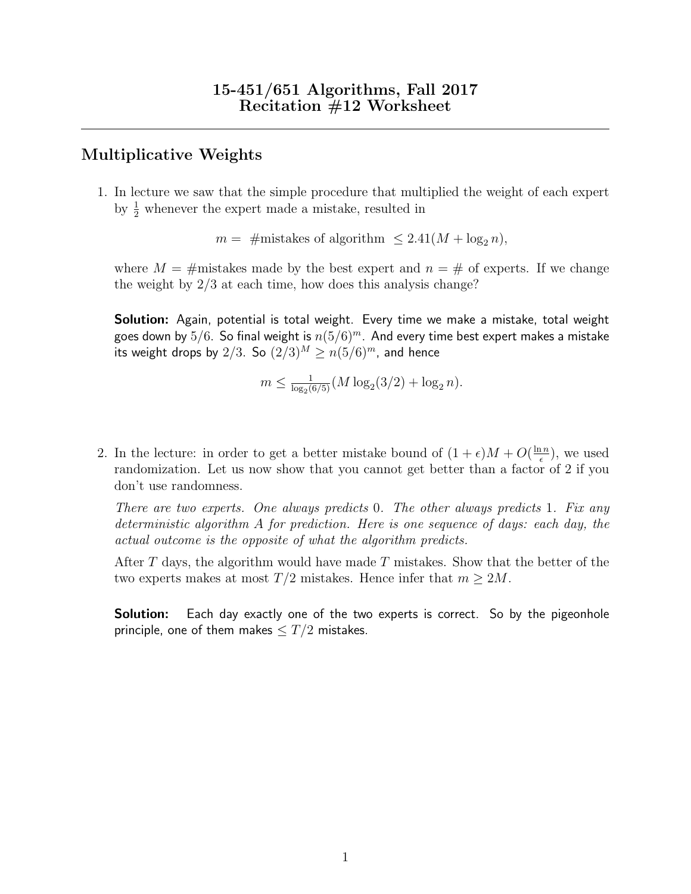# 15-451/651 Algorithms, Fall 2017
# Recitation #12 Worksheet

---

## Multiplicative Weights

1. In lecture we saw that the simple procedure that multiplied the weight of each expert by $\frac{1}{2}$ whenever the expert made a mistake, resulted in

$$m = \text{ \#mistakes of algorithm } \leq 2.41(M + \log_2 n),$$

where $M$ = #mistakes made by the best expert and $n$ = # of experts. If we change the weight by 2/3 at each time, how does this analysis change?

**Solution:** Again, potential is total weight. Every time we make a mistake, total weight goes down by $5/6$. So final weight is $n(5/6)^m$. And every time best expert makes a mistake its weight drops by $2/3$. So $(2/3)^M \geq n(5/6)^m$, and hence

$$m \leq \frac{1}{\log_2(6/5)}(M \log_2(3/2) + \log_2 n).$$

2. In the lecture: in order to get a better mistake bound of $(1 + \epsilon)M + O(\frac{\ln n}{\epsilon})$, we used randomization. Let us now show that you cannot get better than a factor of 2 if you don't use randomness.

*There are two experts. One always predicts* 0*. The other always predicts* 1*. Fix any deterministic algorithm* $A$ *for prediction. Here is one sequence of days: each day, the actual outcome is the opposite of what the algorithm predicts.*

After $T$ days, the algorithm would have made $T$ mistakes. Show that the better of the two experts makes at most $T/2$ mistakes. Hence infer that $m \geq 2M$.

**Solution:** Each day exactly one of the two experts is correct. So by the pigeonhole principle, one of them makes $\leq T/2$ mistakes.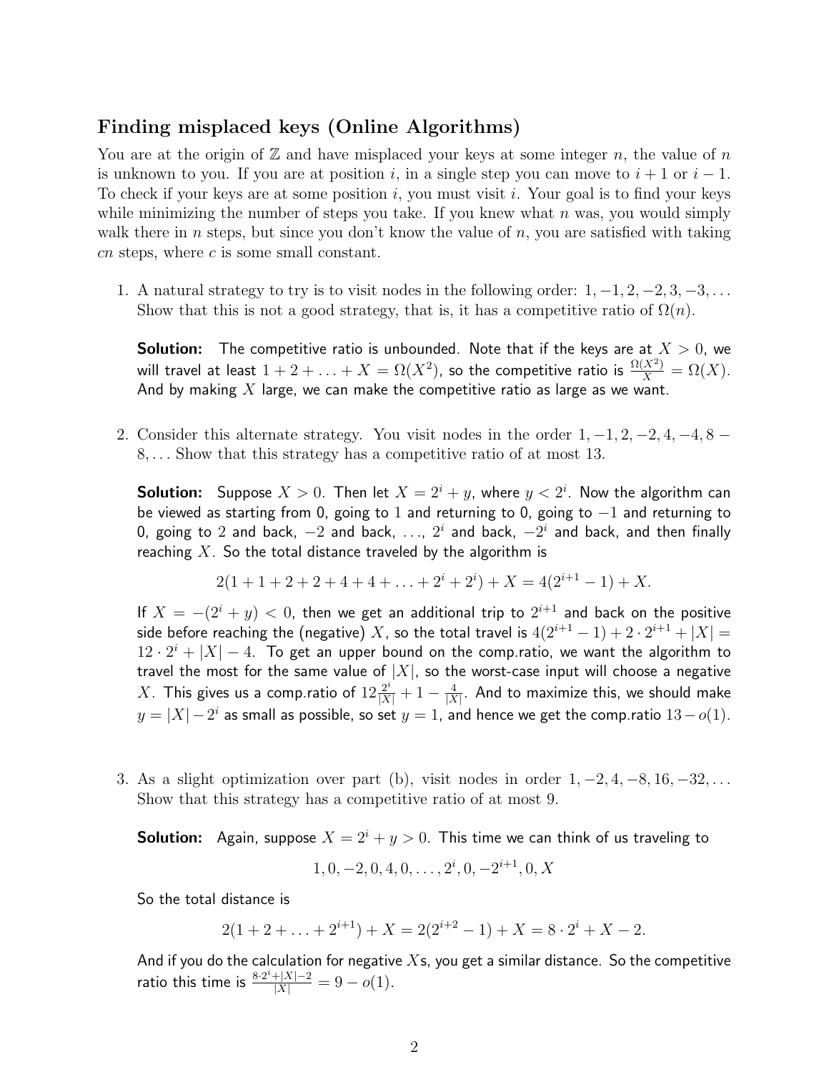## Finding misplaced keys (Online Algorithms)

You are at the origin of $\mathbb{Z}$ and have misplaced your keys at some integer $n$, the value of $n$ is unknown to you. If you are at position $i$, in a single step you can move to $i+1$ or $i-1$. To check if your keys are at some position $i$, you must visit $i$. Your goal is to find your keys while minimizing the number of steps you take. If you knew what $n$ was, you would simply walk there in $n$ steps, but since you don't know the value of $n$, you are satisfied with taking $cn$ steps, where $c$ is some small constant.

1. A natural strategy to try is to visit nodes in the following order: $1, -1, 2, -2, 3, -3, \ldots$ Show that this is not a good strategy, that is, it has a competitive ratio of $\Omega(n)$.

   **Solution:** The competitive ratio is unbounded. Note that if the keys are at $X > 0$, we will travel at least $1 + 2 + \ldots + X = \Omega(X^2)$, so the competitive ratio is $\frac{\Omega(X^2)}{X} = \Omega(X)$. And by making $X$ large, we can make the competitive ratio as large as we want.

2. Consider this alternate strategy. You visit nodes in the order $1, -1, 2, -2, 4, -4, 8-8, \ldots$ Show that this strategy has a competitive ratio of at most 13.

   **Solution:** Suppose $X > 0$. Then let $X = 2^i + y$, where $y < 2^i$. Now the algorithm can be viewed as starting from 0, going to 1 and returning to 0, going to $-1$ and returning to 0, going to 2 and back, $-2$ and back, $\ldots$, $2^i$ and back, $-2^i$ and back, and then finally reaching $X$. So the total distance traveled by the algorithm is

   $$2(1 + 1 + 2 + 2 + 4 + 4 + \ldots + 2^i + 2^i) + X = 4(2^{i+1} - 1) + X.$$

   If $X = -(2^i + y) < 0$, then we get an additional trip to $2^{i+1}$ and back on the positive side before reaching the (negative) $X$, so the total travel is $4(2^{i+1} - 1) + 2 \cdot 2^{i+1} + |X| = 12 \cdot 2^i + |X| - 4$. To get an upper bound on the comp.ratio, we want the algorithm to travel the most for the same value of $|X|$, so the worst-case input will choose a negative $X$. This gives us a comp.ratio of $12\frac{2^i}{|X|} + 1 - \frac{4}{|X|}$. And to maximize this, we should make $y = |X| - 2^i$ as small as possible, so set $y = 1$, and hence we get the comp.ratio $13 - o(1)$.

3. As a slight optimization over part (b), visit nodes in order $1, -2, 4, -8, 16, -32, \ldots$ Show that this strategy has a competitive ratio of at most 9.

   **Solution:** Again, suppose $X = 2^i + y > 0$. This time we can think of us traveling to

   $$1, 0, -2, 0, 4, 0, \ldots, 2^i, 0, -2^{i+1}, 0, X$$

   So the total distance is

   $$2(1 + 2 + \ldots + 2^{i+1}) + X = 2(2^{i+2} - 1) + X = 8 \cdot 2^i + X - 2.$$

   And if you do the calculation for negative $X$s, you get a similar distance. So the competitive ratio this time is $\frac{8 \cdot 2^i + |X| - 2}{|X|} = 9 - o(1)$.